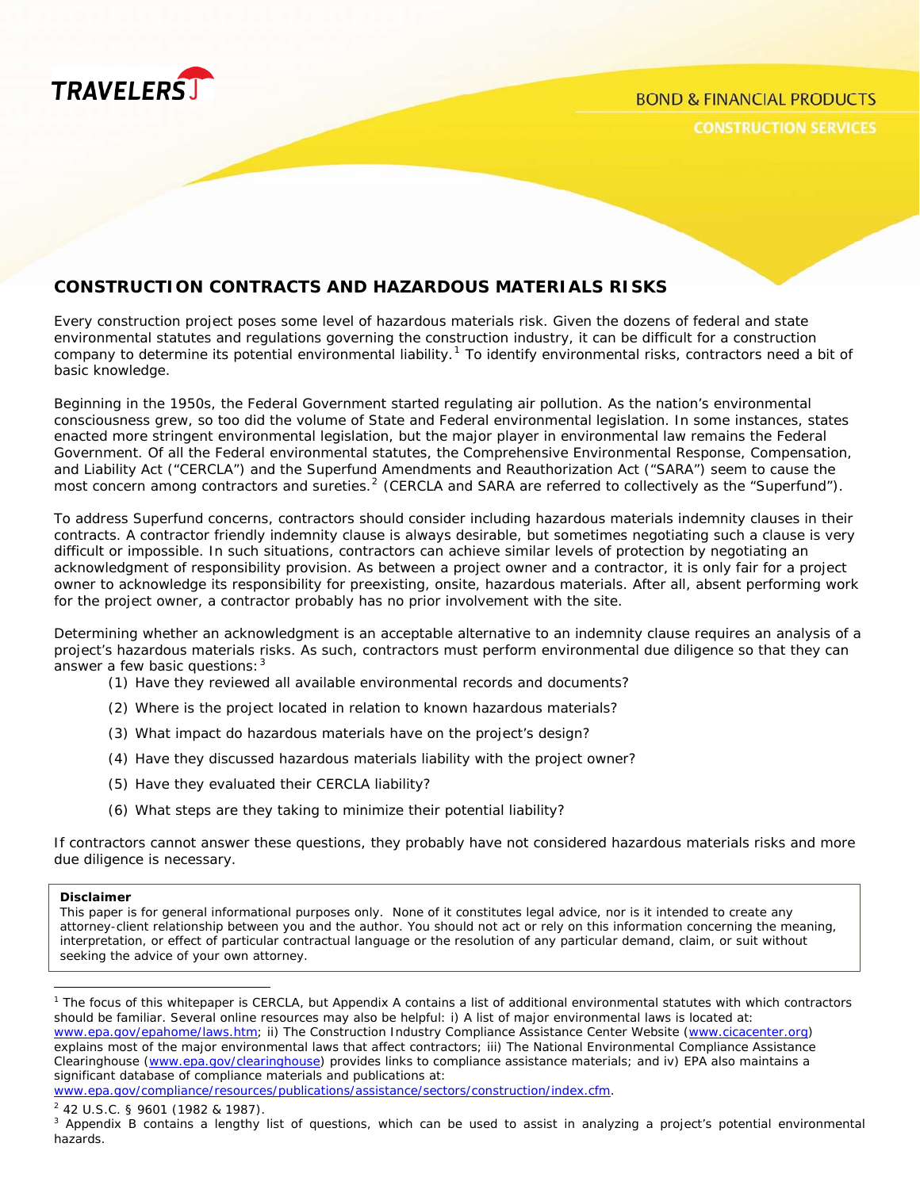TRAVELERS

BOND & FINANCIAL PRODUCTS

CONSTRUCTION SERVICES

# CONSTRUCTION CONTRACTS AND HAZARDOUS MATERIALS RISKS

Every construction project poses some level of hazardous materials risk. Given the dozens of federal and state environmental statutes and regulations governing the construction industry, it can be difficult for a construction company to determine its potential environmental liability.[1] To identify environmental risks, contractors need a bit of basic knowledge.

Beginning in the 1950s, the Federal Government started regulating air pollution. As the nation's environmental consciousness grew, so too did the volume of State and Federal environmental legislation. In some instances, states enacted more stringent environmental legislation, but the major player in environmental law remains the Federal Government. Of all the Federal environmental statutes, the Comprehensive Environmental Response, Compensation, and Liability Act ("CERCLA") and the Superfund Amendments and Reauthorization Act ("SARA") seem to cause the most concern among contractors and sureties.[2] (CERCLA and SARA are referred to collectively as the "Superfund").

To address Superfund concerns, contractors should consider including hazardous materials indemnity clauses in their contracts. A contractor friendly indemnity clause is always desirable, but sometimes negotiating such a clause is very difficult or impossible. In such situations, contractors can achieve similar levels of protection by negotiating an acknowledgment of responsibility provision. As between a project owner and a contractor, it is only fair for a project owner to acknowledge its responsibility for preexisting, onsite, hazardous materials. After all, absent performing work for the project owner, a contractor probably has no prior involvement with the site.

Determining whether an acknowledgment is an acceptable alternative to an indemnity clause requires an analysis of a project's hazardous materials risks. As such, contractors must perform environmental due diligence so that they can answer a few basic questions:[3]

(1) Have they reviewed all available environmental records and documents?

(2) Where is the project located in relation to known hazardous materials?

(3) What impact do hazardous materials have on the project's design?

(4) Have they discussed hazardous materials liability with the project owner?

(5) Have they evaluated their CERCLA liability?

(6) What steps are they taking to minimize their potential liability?

If contractors cannot answer these questions, they probably have not considered hazardous materials risks and more due diligence is necessary.

**Disclaimer**
This paper is for general informational purposes only. None of it constitutes legal advice, nor is it intended to create any attorney-client relationship between you and the author. You should not act or rely on this information concerning the meaning, interpretation, or effect of particular contractual language or the resolution of any particular demand, claim, or suit without seeking the advice of your own attorney.

---

[1] The focus of this whitepaper is CERCLA, but Appendix A contains a list of additional environmental statutes with which contractors should be familiar. Several online resources may also be helpful: i) A list of major environmental laws is located at: www.epa.gov/epahome/laws.htm; ii) The Construction Industry Compliance Assistance Center Website (www.cicacenter.org) explains most of the major environmental laws that affect contractors; iii) The National Environmental Compliance Assistance Clearinghouse (www.epa.gov/clearinghouse) provides links to compliance assistance materials; and iv) EPA also maintains a significant database of compliance materials and publications at: www.epa.gov/compliance/resources/publications/assistance/sectors/construction/index.cfm.

[2] 42 U.S.C. § 9601 (1982 & 1987).

[3] Appendix B contains a lengthy list of questions, which can be used to assist in analyzing a project's potential environmental hazards.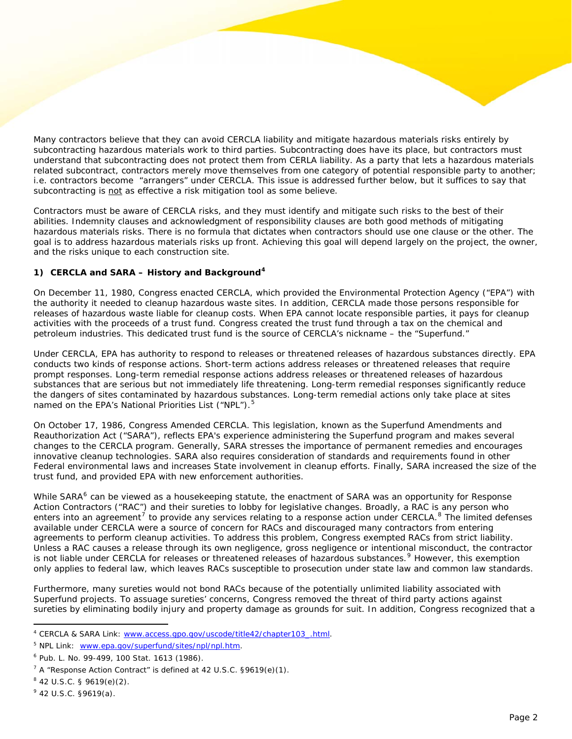Many contractors believe that they can avoid CERCLA liability and mitigate hazardous materials risks entirely by subcontracting hazardous materials work to third parties. Subcontracting does have its place, but contractors must understand that subcontracting does not protect them from CERLA liability. As a party that lets a hazardous materials related subcontract, contractors merely move themselves from one category of potential responsible party to another; i.e. contractors become "arrangers" under CERCLA. This issue is addressed further below, but it suffices to say that subcontracting is <u>not</u> as effective a risk mitigation tool as some believe.

Contractors must be aware of CERCLA risks, and they must identify and mitigate such risks to the best of their abilities. Indemnity clauses and acknowledgment of responsibility clauses are both good methods of mitigating hazardous materials risks. There is no formula that dictates when contractors should use one clause or the other. The goal is to address hazardous materials risks up front. Achieving this goal will depend largely on the project, the owner, and the risks unique to each construction site.

### 1) CERCLA and SARA – History and Background[4]

On December 11, 1980, Congress enacted CERCLA, which provided the Environmental Protection Agency ("EPA") with the authority it needed to cleanup hazardous waste sites. In addition, CERCLA made those persons responsible for releases of hazardous waste liable for cleanup costs. When EPA cannot locate responsible parties, it pays for cleanup activities with the proceeds of a trust fund. Congress created the trust fund through a tax on the chemical and petroleum industries. This dedicated trust fund is the source of CERCLA's nickname – the "Superfund."

Under CERCLA, EPA has authority to respond to releases or threatened releases of hazardous substances directly. EPA conducts two kinds of response actions. Short-term actions address releases or threatened releases that require prompt responses. Long-term remedial response actions address releases or threatened releases of hazardous substances that are serious but not immediately life threatening. Long-term remedial responses significantly reduce the dangers of sites contaminated by hazardous substances. Long-term remedial actions only take place at sites named on the EPA's National Priorities List ("NPL").[5]

On October 17, 1986, Congress Amended CERCLA. This legislation, known as the Superfund Amendments and Reauthorization Act ("SARA"), reflects EPA's experience administering the Superfund program and makes several changes to the CERCLA program. Generally, SARA stresses the importance of permanent remedies and encourages innovative cleanup technologies. SARA also requires consideration of standards and requirements found in other Federal environmental laws and increases State involvement in cleanup efforts. Finally, SARA increased the size of the trust fund, and provided EPA with new enforcement authorities.

While SARA[6] can be viewed as a housekeeping statute, the enactment of SARA was an opportunity for Response Action Contractors ("RAC") and their sureties to lobby for legislative changes. Broadly, a RAC is any person who enters into an agreement[7] to provide any services relating to a response action under CERCLA.[8] The limited defenses available under CERCLA were a source of concern for RACs and discouraged many contractors from entering agreements to perform cleanup activities. To address this problem, Congress exempted RACs from strict liability. Unless a RAC causes a release through its own negligence, gross negligence or intentional misconduct, the contractor is not liable under CERCLA for releases or threatened releases of hazardous substances.[9] However, this exemption only applies to federal law, which leaves RACs susceptible to prosecution under state law and common law standards.

Furthermore, many sureties would not bond RACs because of the potentially unlimited liability associated with Superfund projects. To assuage sureties' concerns, Congress removed the threat of third party actions against sureties by eliminating bodily injury and property damage as grounds for suit. In addition, Congress recognized that a

---

[4] CERCLA & SARA Link: www.access.gpo.gov/uscode/title42/chapter103_.html.

[5] NPL Link: www.epa.gov/superfund/sites/npl/npl.htm.

[6] Pub. L. No. 99-499, 100 Stat. 1613 (1986).

[7] A "Response Action Contract" is defined at 42 U.S.C. §9619(e)(1).

[8] 42 U.S.C. § 9619(e)(2).

[9] 42 U.S.C. §9619(a).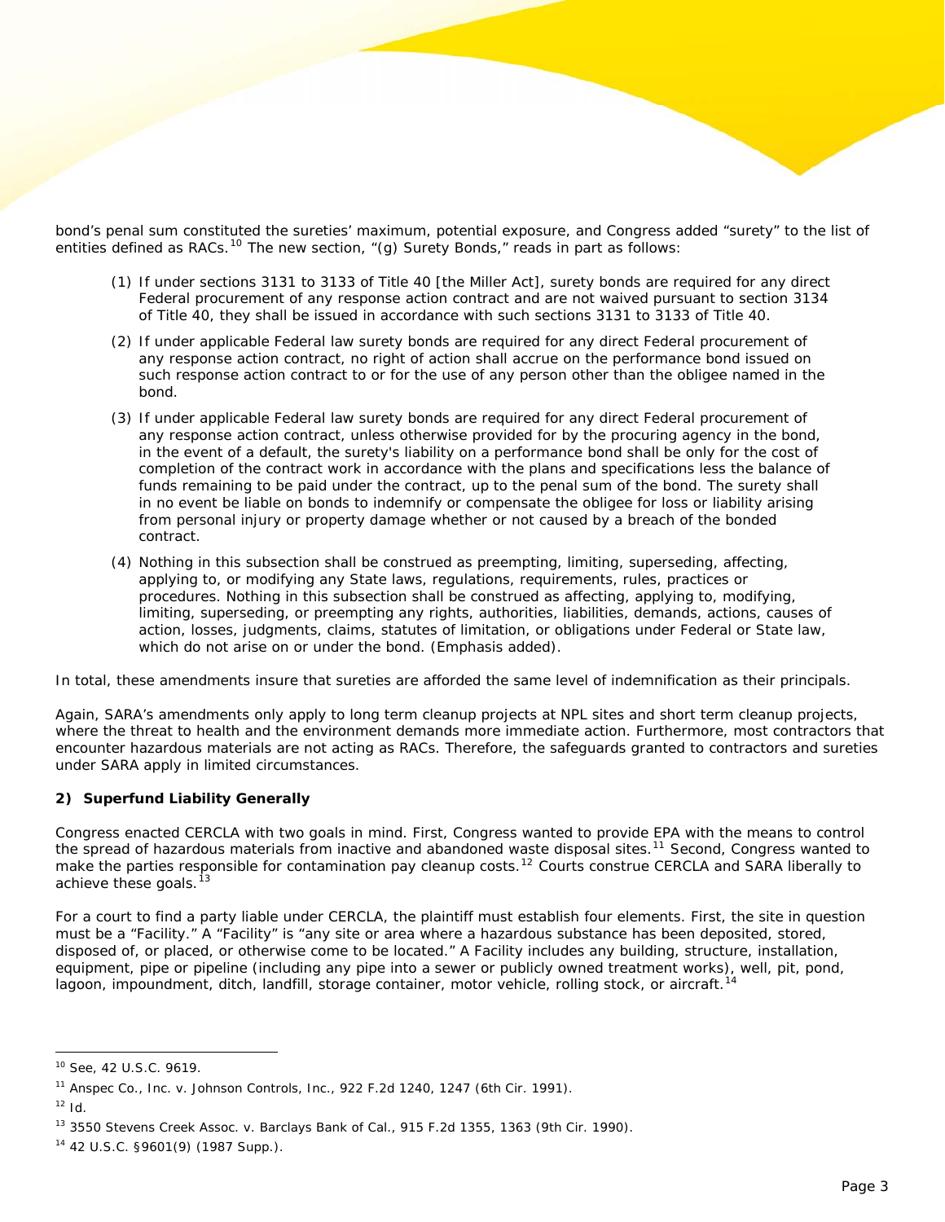bond's penal sum constituted the sureties' maximum, potential exposure, and Congress added "surety" to the list of entities defined as RACs.[10] The new section, "(g) Surety Bonds," reads in part as follows:

> (1) If under sections 3131 to 3133 of Title 40 [the Miller Act], surety bonds are required for any direct Federal procurement of any response action contract and are not waived pursuant to section 3134 of Title 40, they shall be issued in accordance with such sections 3131 to 3133 of Title 40.
>
> (2) If under applicable Federal law surety bonds are required for any direct Federal procurement of any response action contract, no right of action shall accrue on the performance bond issued on such response action contract to or for the use of any person other than the obligee named in the bond.
>
> (3) If under applicable Federal law surety bonds are required for any direct Federal procurement of any response action contract, unless otherwise provided for by the procuring agency in the bond, in the event of a default, the surety's liability on a performance bond shall be only for the cost of completion of the contract work in accordance with the plans and specifications less the balance of funds remaining to be paid under the contract, up to the penal sum of the bond. The surety shall in no event be liable on bonds to indemnify or compensate the obligee for loss or liability arising from personal injury or property damage whether or not caused by a breach of the bonded contract.
>
> (4) Nothing in this subsection shall be construed as preempting, limiting, superseding, affecting, applying to, or modifying any State laws, regulations, requirements, rules, practices or procedures. Nothing in this subsection shall be construed as affecting, applying to, modifying, limiting, superseding, or preempting any rights, authorities, liabilities, demands, actions, causes of action, losses, judgments, claims, statutes of limitation, or obligations under Federal or State law, which do not arise on or under the bond. (Emphasis added).

In total, these amendments insure that sureties are afforded the same level of indemnification as their principals.

Again, SARA's amendments only apply to long term cleanup projects at NPL sites and short term cleanup projects, where the threat to health and the environment demands more immediate action. Furthermore, most contractors that encounter hazardous materials are not acting as RACs. Therefore, the safeguards granted to contractors and sureties under SARA apply in limited circumstances.

**2) Superfund Liability Generally**

Congress enacted CERCLA with two goals in mind. First, Congress wanted to provide EPA with the means to control the spread of hazardous materials from inactive and abandoned waste disposal sites.[11] Second, Congress wanted to make the parties responsible for contamination pay cleanup costs.[12] Courts construe CERCLA and SARA liberally to achieve these goals.[13]

For a court to find a party liable under CERCLA, the plaintiff must establish four elements. First, the site in question must be a "Facility." A "Facility" is "any site or area where a hazardous substance has been deposited, stored, disposed of, or placed, or otherwise come to be located." A Facility includes any building, structure, installation, equipment, pipe or pipeline (including any pipe into a sewer or publicly owned treatment works), well, pit, pond, lagoon, impoundment, ditch, landfill, storage container, motor vehicle, rolling stock, or aircraft.[14]

---

[10] See, 42 U.S.C. 9619.

[11] Anspec Co., Inc. v. Johnson Controls, Inc., 922 F.2d 1240, 1247 (6th Cir. 1991).

[12] Id.

[13] 3550 Stevens Creek Assoc. v. Barclays Bank of Cal., 915 F.2d 1355, 1363 (9th Cir. 1990).

[14] 42 U.S.C. §9601(9) (1987 Supp.).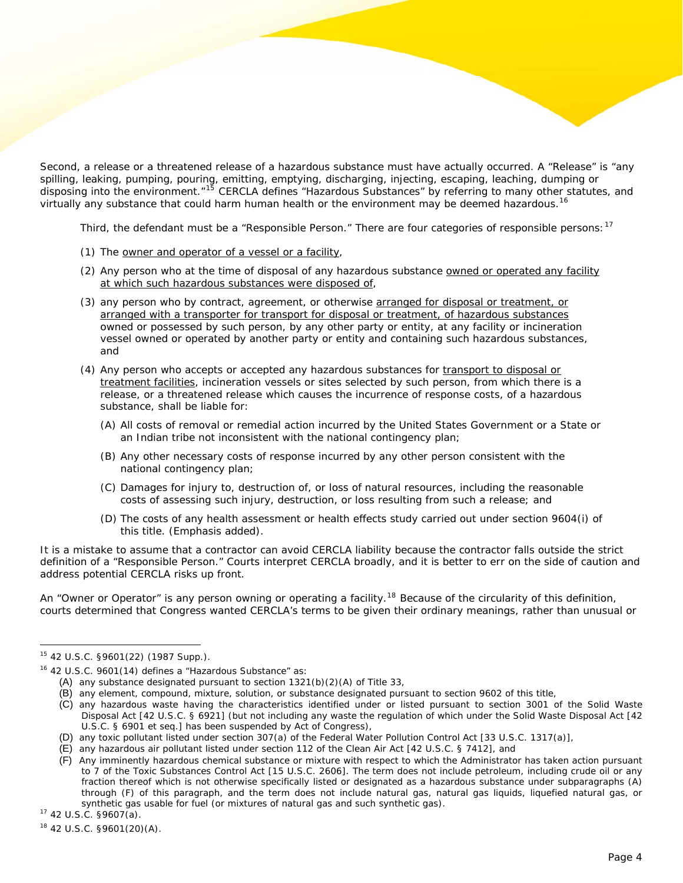Second, a release or a threatened release of a hazardous substance must have actually occurred. A "Release" is "any spilling, leaking, pumping, pouring, emitting, emptying, discharging, injecting, escaping, leaching, dumping or disposing into the environment."[15] CERCLA defines "Hazardous Substances" by referring to many other statutes, and virtually any substance that could harm human health or the environment may be deemed hazardous.[16]

Third, the defendant must be a "Responsible Person." There are four categories of responsible persons:[17]

(1) The <u>owner and operator of a vessel or a facility</u>,

(2) Any person who at the time of disposal of any hazardous substance <u>owned or operated any facility at which such hazardous substances were disposed of</u>,

(3) any person who by contract, agreement, or otherwise <u>arranged for disposal or treatment, or arranged with a transporter for transport for disposal or treatment, of hazardous substances</u> owned or possessed by such person, by any other party or entity, at any facility or incineration vessel owned or operated by another party or entity and containing such hazardous substances, and

(4) Any person who accepts or accepted any hazardous substances for <u>transport to disposal or treatment facilities</u>, incineration vessels or sites selected by such person, from which there is a release, or a threatened release which causes the incurrence of response costs, of a hazardous substance, shall be liable for:

- (A) All costs of removal or remedial action incurred by the United States Government or a State or an Indian tribe not inconsistent with the national contingency plan;
- (B) Any other necessary costs of response incurred by any other person consistent with the national contingency plan;
- (C) Damages for injury to, destruction of, or loss of natural resources, including the reasonable costs of assessing such injury, destruction, or loss resulting from such a release; and
- (D) The costs of any health assessment or health effects study carried out under section 9604(i) of this title. (Emphasis added).

It is a mistake to assume that a contractor can avoid CERCLA liability because the contractor falls outside the strict definition of a "Responsible Person." Courts interpret CERCLA broadly, and it is better to err on the side of caution and address potential CERCLA risks up front.

An "Owner or Operator" is any person owning or operating a facility.[18] Because of the circularity of this definition, courts determined that Congress wanted CERCLA's terms to be given their ordinary meanings, rather than unusual or

---

[15] 42 U.S.C. §9601(22) (1987 Supp.).

[16] 42 U.S.C. 9601(14) defines a "Hazardous Substance" as:
- (A) any substance designated pursuant to section 1321(b)(2)(A) of Title 33,
- (B) any element, compound, mixture, solution, or substance designated pursuant to section 9602 of this title,
- (C) any hazardous waste having the characteristics identified under or listed pursuant to section 3001 of the Solid Waste Disposal Act [42 U.S.C. § 6921] (but not including any waste the regulation of which under the Solid Waste Disposal Act [42 U.S.C. § 6901 et seq.] has been suspended by Act of Congress),
- (D) any toxic pollutant listed under section 307(a) of the Federal Water Pollution Control Act [33 U.S.C. 1317(a)],
- (E) any hazardous air pollutant listed under section 112 of the Clean Air Act [42 U.S.C. § 7412], and
- (F) Any imminently hazardous chemical substance or mixture with respect to which the Administrator has taken action pursuant to 7 of the Toxic Substances Control Act [15 U.S.C. 2606]. The term does not include petroleum, including crude oil or any fraction thereof which is not otherwise specifically listed or designated as a hazardous substance under subparagraphs (A) through (F) of this paragraph, and the term does not include natural gas, natural gas liquids, liquefied natural gas, or synthetic gas usable for fuel (or mixtures of natural gas and such synthetic gas).

[17] 42 U.S.C. §9607(a).

[18] 42 U.S.C. §9601(20)(A).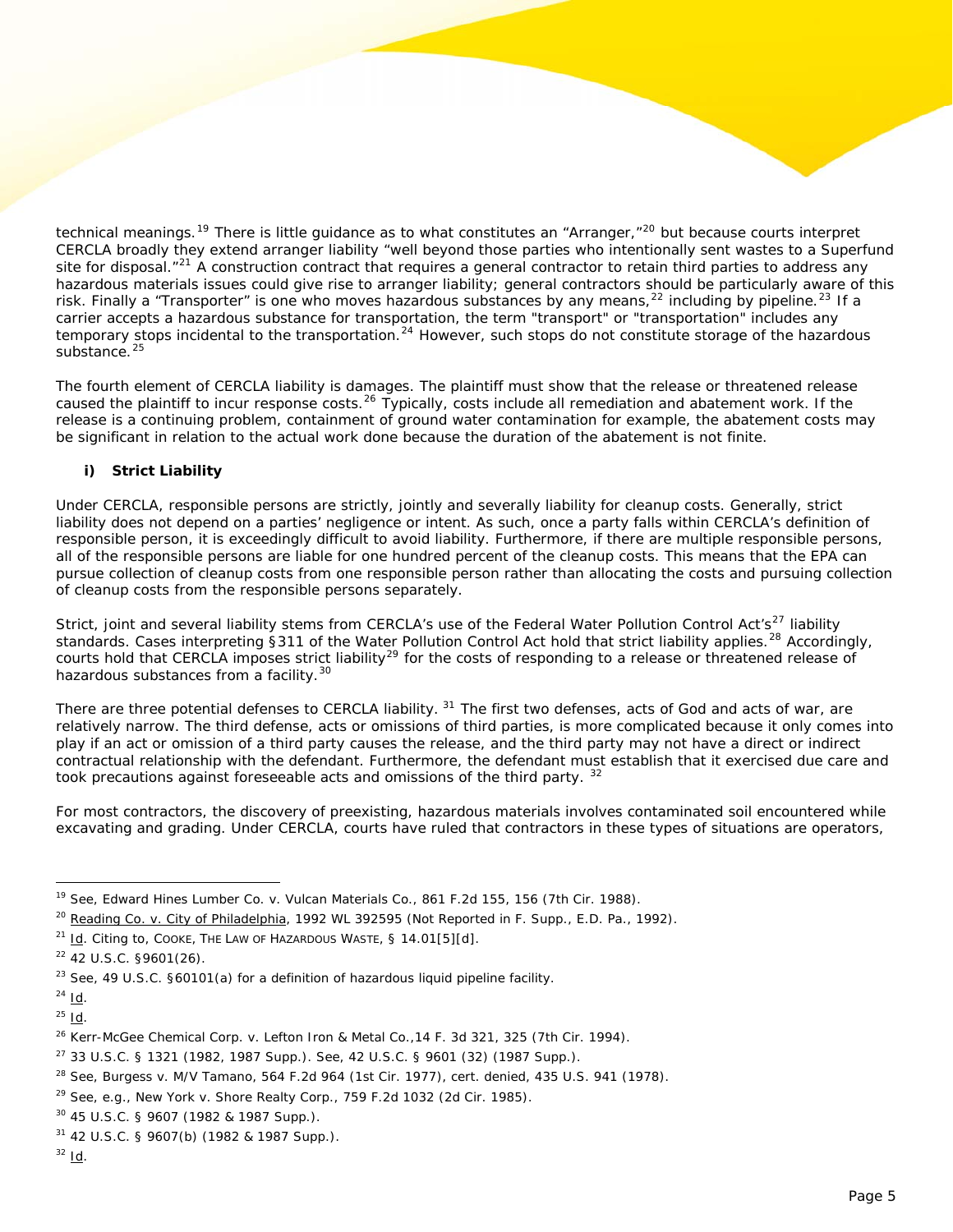technical meanings.[19] There is little guidance as to what constitutes an "Arranger,"[20] but because courts interpret CERCLA broadly they extend arranger liability "well beyond those parties who intentionally sent wastes to a Superfund site for disposal."[21] A construction contract that requires a general contractor to retain third parties to address any hazardous materials issues could give rise to arranger liability; general contractors should be particularly aware of this risk. Finally a "Transporter" is one who moves hazardous substances by any means,[22] including by pipeline.[23] If a carrier accepts a hazardous substance for transportation, the term "transport" or "transportation" includes any temporary stops incidental to the transportation.[24] However, such stops do not constitute storage of the hazardous substance.[25]

The fourth element of CERCLA liability is damages. The plaintiff must show that the release or threatened release caused the plaintiff to incur response costs.[26] Typically, costs include all remediation and abatement work. If the release is a continuing problem, containment of ground water contamination for example, the abatement costs may be significant in relation to the actual work done because the duration of the abatement is not finite.

**i) Strict Liability**

Under CERCLA, responsible persons are strictly, jointly and severally liability for cleanup costs. Generally, strict liability does not depend on a parties' negligence or intent. As such, once a party falls within CERCLA's definition of responsible person, it is exceedingly difficult to avoid liability. Furthermore, if there are multiple responsible persons, all of the responsible persons are liable for one hundred percent of the cleanup costs. This means that the EPA can pursue collection of cleanup costs from one responsible person rather than allocating the costs and pursuing collection of cleanup costs from the responsible persons separately.

Strict, joint and several liability stems from CERCLA's use of the Federal Water Pollution Control Act's[27] liability standards. Cases interpreting §311 of the Water Pollution Control Act hold that strict liability applies.[28] Accordingly, courts hold that CERCLA imposes strict liability[29] for the costs of responding to a release or threatened release of hazardous substances from a facility.[30]

There are three potential defenses to CERCLA liability. [31] The first two defenses, acts of God and acts of war, are relatively narrow. The third defense, acts or omissions of third parties, is more complicated because it only comes into play if an act or omission of a third party causes the release, and the third party may not have a direct or indirect contractual relationship with the defendant. Furthermore, the defendant must establish that it exercised due care and took precautions against foreseeable acts and omissions of the third party. [32]

For most contractors, the discovery of preexisting, hazardous materials involves contaminated soil encountered while excavating and grading. Under CERCLA, courts have ruled that contractors in these types of situations are operators,

---

[19] See, Edward Hines Lumber Co. v. Vulcan Materials Co., 861 F.2d 155, 156 (7th Cir. 1988).

[20] Reading Co. v. City of Philadelphia, 1992 WL 392595 (Not Reported in F. Supp., E.D. Pa., 1992).

[21] Id. Citing to, COOKE, THE LAW OF HAZARDOUS WASTE, § 14.01[5][d].

[22] 42 U.S.C. §9601(26).

[23] See, 49 U.S.C. §60101(a) for a definition of hazardous liquid pipeline facility.

[24] Id.

[25] Id.

[26] Kerr-McGee Chemical Corp. v. Lefton Iron & Metal Co.,14 F. 3d 321, 325 (7th Cir. 1994).

[27] 33 U.S.C. § 1321 (1982, 1987 Supp.). See, 42 U.S.C. § 9601 (32) (1987 Supp.).

[28] See, Burgess v. M/V Tamano, 564 F.2d 964 (1st Cir. 1977), cert. denied, 435 U.S. 941 (1978).

[29] See, e.g., New York v. Shore Realty Corp., 759 F.2d 1032 (2d Cir. 1985).

[30] 45 U.S.C. § 9607 (1982 & 1987 Supp.).

[31] 42 U.S.C. § 9607(b) (1982 & 1987 Supp.).

[32] Id.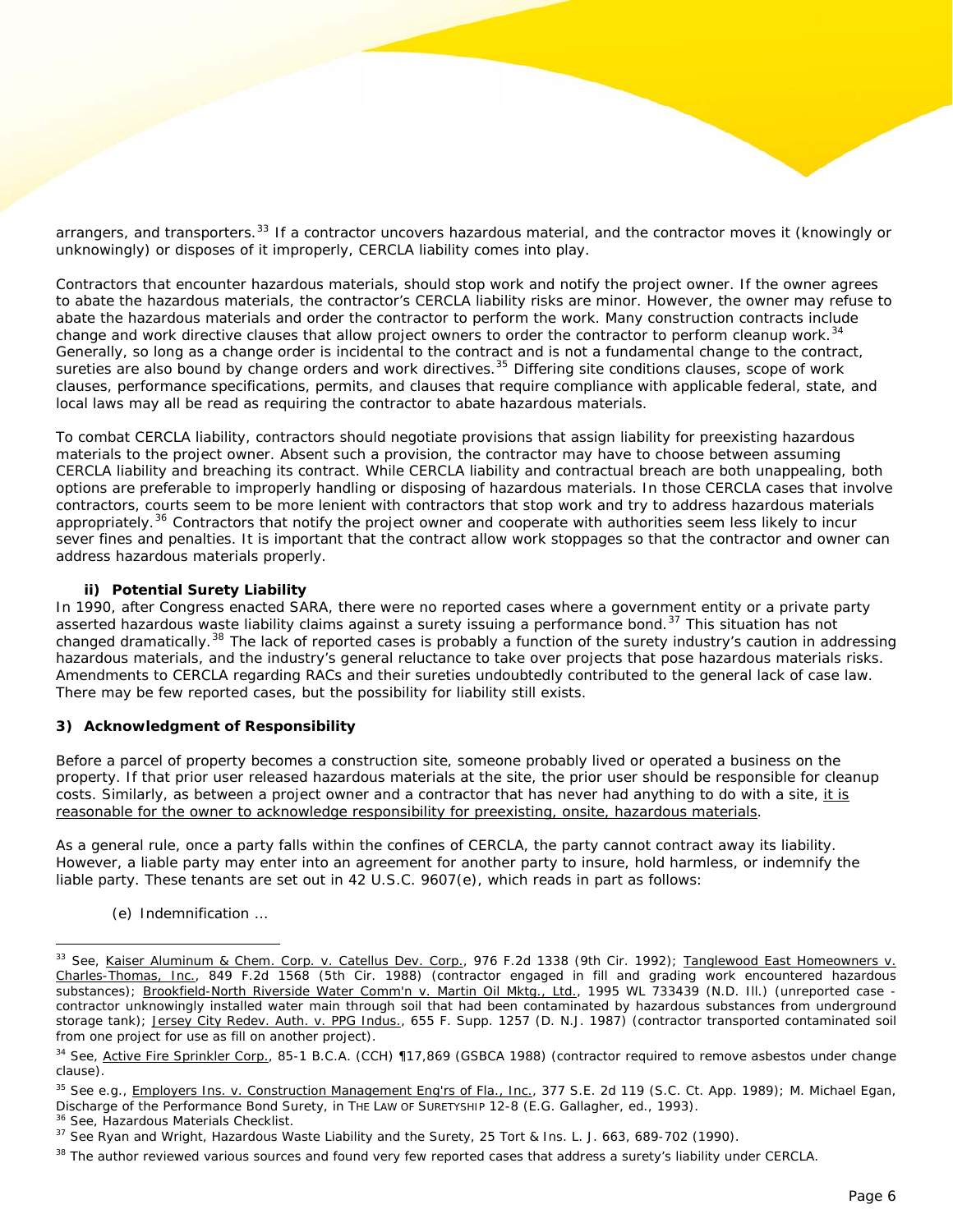arrangers, and transporters.[33] If a contractor uncovers hazardous material, and the contractor moves it (knowingly or unknowingly) or disposes of it improperly, CERCLA liability comes into play.

Contractors that encounter hazardous materials, should stop work and notify the project owner. If the owner agrees to abate the hazardous materials, the contractor's CERCLA liability risks are minor. However, the owner may refuse to abate the hazardous materials and order the contractor to perform the work. Many construction contracts include change and work directive clauses that allow project owners to order the contractor to perform cleanup work.[34] Generally, so long as a change order is incidental to the contract and is not a fundamental change to the contract, sureties are also bound by change orders and work directives.[35] Differing site conditions clauses, scope of work clauses, performance specifications, permits, and clauses that require compliance with applicable federal, state, and local laws may all be read as requiring the contractor to abate hazardous materials.

To combat CERCLA liability, contractors should negotiate provisions that assign liability for preexisting hazardous materials to the project owner. Absent such a provision, the contractor may have to choose between assuming CERCLA liability and breaching its contract. While CERCLA liability and contractual breach are both unappealing, both options are preferable to improperly handling or disposing of hazardous materials. In those CERCLA cases that involve contractors, courts seem to be more lenient with contractors that stop work and try to address hazardous materials appropriately.[36] Contractors that notify the project owner and cooperate with authorities seem less likely to incur sever fines and penalties. It is important that the contract allow work stoppages so that the contractor and owner can address hazardous materials properly.

**ii) Potential Surety Liability**

In 1990, after Congress enacted SARA, there were no reported cases where a government entity or a private party asserted hazardous waste liability claims against a surety issuing a performance bond.[37] This situation has not changed dramatically.[38] The lack of reported cases is probably a function of the surety industry's caution in addressing hazardous materials, and the industry's general reluctance to take over projects that pose hazardous materials risks. Amendments to CERCLA regarding RACs and their sureties undoubtedly contributed to the general lack of case law. There may be few reported cases, but the possibility for liability still exists.

**3) Acknowledgment of Responsibility**

Before a parcel of property becomes a construction site, someone probably lived or operated a business on the property. If that prior user released hazardous materials at the site, the prior user should be responsible for cleanup costs. Similarly, as between a project owner and a contractor that has never had anything to do with a site, it is reasonable for the owner to acknowledge responsibility for preexisting, onsite, hazardous materials.

As a general rule, once a party falls within the confines of CERCLA, the party cannot contract away its liability. However, a liable party may enter into an agreement for another party to insure, hold harmless, or indemnify the liable party. These tenants are set out in 42 U.S.C. 9607(e), which reads in part as follows:

(e) Indemnification ...

---

[33] See, Kaiser Aluminum & Chem. Corp. v. Catellus Dev. Corp., 976 F.2d 1338 (9th Cir. 1992); Tanglewood East Homeowners v. Charles-Thomas, Inc., 849 F.2d 1568 (5th Cir. 1988) (contractor engaged in fill and grading work encountered hazardous substances); Brookfield-North Riverside Water Comm'n v. Martin Oil Mktg., Ltd., 1995 WL 733439 (N.D. Ill.) (unreported case - contractor unknowingly installed water main through soil that had been contaminated by hazardous substances from underground storage tank); Jersey City Redev. Auth. v. PPG Indus., 655 F. Supp. 1257 (D. N.J. 1987) (contractor transported contaminated soil from one project for use as fill on another project).

[34] See, Active Fire Sprinkler Corp., 85-1 B.C.A. (CCH) ¶17,869 (GSBCA 1988) (contractor required to remove asbestos under change clause).

[35] See e.g., Employers Ins. v. Construction Management Eng'rs of Fla., Inc., 377 S.E. 2d 119 (S.C. Ct. App. 1989); M. Michael Egan, Discharge of the Performance Bond Surety, in THE LAW OF SURETYSHIP 12-8 (E.G. Gallagher, ed., 1993).

[36] See, Hazardous Materials Checklist.

[37] See Ryan and Wright, Hazardous Waste Liability and the Surety, 25 Tort & Ins. L. J. 663, 689-702 (1990).

[38] The author reviewed various sources and found very few reported cases that address a surety's liability under CERCLA.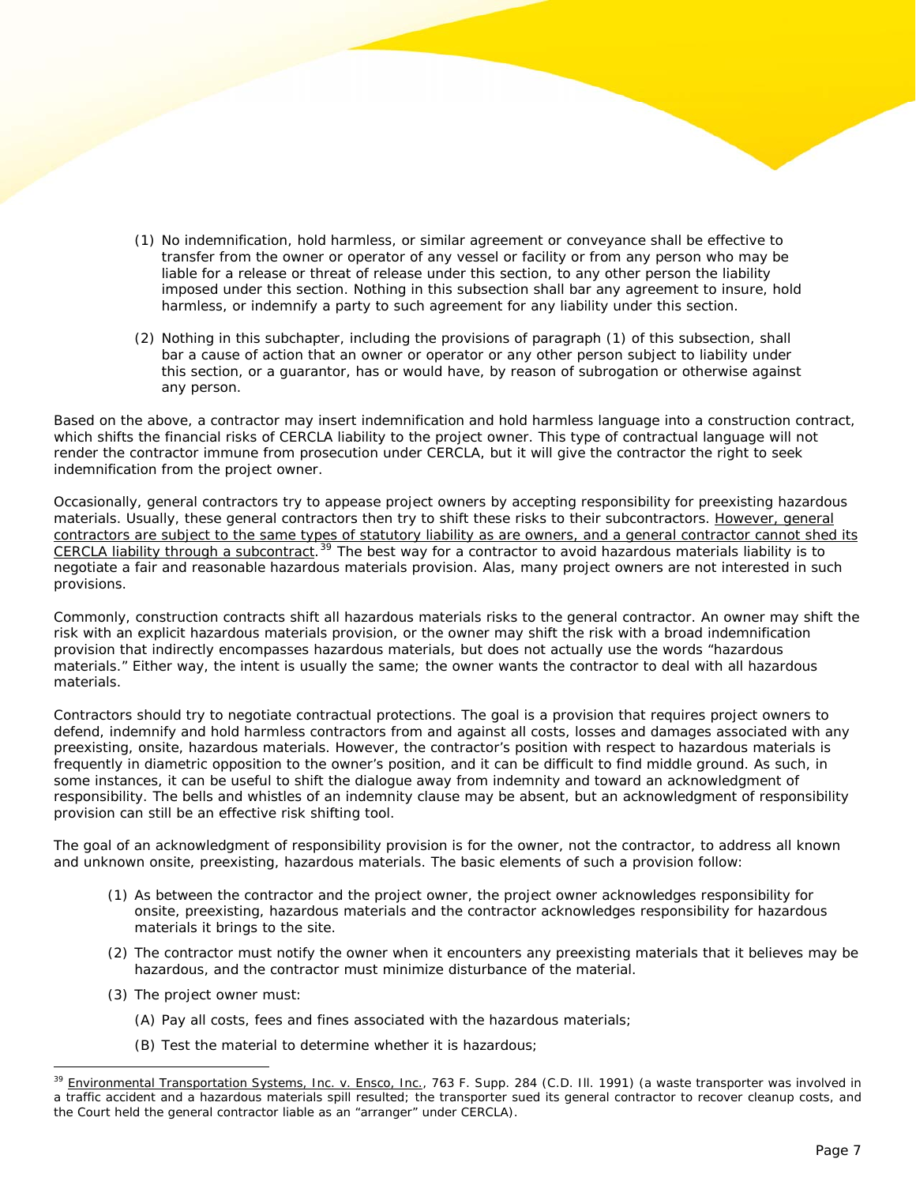(1) No indemnification, hold harmless, or similar agreement or conveyance shall be effective to transfer from the owner or operator of any vessel or facility or from any person who may be liable for a release or threat of release under this section, to any other person the liability imposed under this section. Nothing in this subsection shall bar any agreement to insure, hold harmless, or indemnify a party to such agreement for any liability under this section.

(2) Nothing in this subchapter, including the provisions of paragraph (1) of this subsection, shall bar a cause of action that an owner or operator or any other person subject to liability under this section, or a guarantor, has or would have, by reason of subrogation or otherwise against any person.

Based on the above, a contractor may insert indemnification and hold harmless language into a construction contract, which shifts the financial risks of CERCLA liability to the project owner. This type of contractual language will not render the contractor immune from prosecution under CERCLA, but it will give the contractor the right to seek indemnification from the project owner.

Occasionally, general contractors try to appease project owners by accepting responsibility for preexisting hazardous materials. Usually, these general contractors then try to shift these risks to their subcontractors. <u>However, general contractors are subject to the same types of statutory liability as are owners, and a general contractor cannot shed its CERCLA liability through a subcontract</u>.[39] The best way for a contractor to avoid hazardous materials liability is to negotiate a fair and reasonable hazardous materials provision. Alas, many project owners are not interested in such provisions.

Commonly, construction contracts shift all hazardous materials risks to the general contractor. An owner may shift the risk with an explicit hazardous materials provision, or the owner may shift the risk with a broad indemnification provision that indirectly encompasses hazardous materials, but does not actually use the words "hazardous materials." Either way, the intent is usually the same; the owner wants the contractor to deal with all hazardous materials.

Contractors should try to negotiate contractual protections. The goal is a provision that requires project owners to defend, indemnify and hold harmless contractors from and against all costs, losses and damages associated with any preexisting, onsite, hazardous materials. However, the contractor's position with respect to hazardous materials is frequently in diametric opposition to the owner's position, and it can be difficult to find middle ground. As such, in some instances, it can be useful to shift the dialogue away from indemnity and toward an acknowledgment of responsibility. The bells and whistles of an indemnity clause may be absent, but an acknowledgment of responsibility provision can still be an effective risk shifting tool.

The goal of an acknowledgment of responsibility provision is for the owner, not the contractor, to address all known and unknown onsite, preexisting, hazardous materials. The basic elements of such a provision follow:

(1) As between the contractor and the project owner, the project owner acknowledges responsibility for onsite, preexisting, hazardous materials and the contractor acknowledges responsibility for hazardous materials it brings to the site.

(2) The contractor must notify the owner when it encounters any preexisting materials that it believes may be hazardous, and the contractor must minimize disturbance of the material.

(3) The project owner must:

   (A) Pay all costs, fees and fines associated with the hazardous materials;

   (B) Test the material to determine whether it is hazardous;

---

[39] <u>Environmental Transportation Systems, Inc. v. Ensco, Inc.</u>, 763 F. Supp. 284 (C.D. Ill. 1991) (a waste transporter was involved in a traffic accident and a hazardous materials spill resulted; the transporter sued its general contractor to recover cleanup costs, and the Court held the general contractor liable as an "arranger" under CERCLA).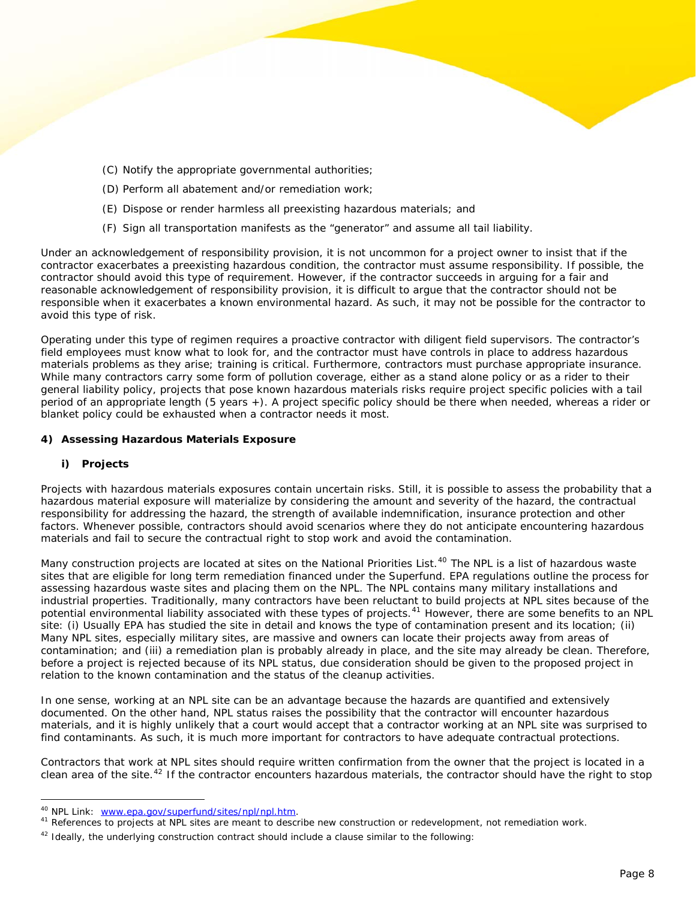(C) Notify the appropriate governmental authorities;

(D) Perform all abatement and/or remediation work;

(E) Dispose or render harmless all preexisting hazardous materials; and

(F) Sign all transportation manifests as the "generator" and assume all tail liability.

Under an acknowledgement of responsibility provision, it is not uncommon for a project owner to insist that if the contractor exacerbates a preexisting hazardous condition, the contractor must assume responsibility. If possible, the contractor should avoid this type of requirement. However, if the contractor succeeds in arguing for a fair and reasonable acknowledgement of responsibility provision, it is difficult to argue that the contractor should not be responsible when it exacerbates a known environmental hazard. As such, it may not be possible for the contractor to avoid this type of risk.

Operating under this type of regimen requires a proactive contractor with diligent field supervisors. The contractor's field employees must know what to look for, and the contractor must have controls in place to address hazardous materials problems as they arise; training is critical. Furthermore, contractors must purchase appropriate insurance. While many contractors carry some form of pollution coverage, either as a stand alone policy or as a rider to their general liability policy, projects that pose known hazardous materials risks require project specific policies with a tail period of an appropriate length (5 years +). A project specific policy should be there when needed, whereas a rider or blanket policy could be exhausted when a contractor needs it most.

**4) Assessing Hazardous Materials Exposure**

**i) Projects**

Projects with hazardous materials exposures contain uncertain risks. Still, it is possible to assess the probability that a hazardous material exposure will materialize by considering the amount and severity of the hazard, the contractual responsibility for addressing the hazard, the strength of available indemnification, insurance protection and other factors. Whenever possible, contractors should avoid scenarios where they do not anticipate encountering hazardous materials and fail to secure the contractual right to stop work and avoid the contamination.

Many construction projects are located at sites on the National Priorities List.[40] The NPL is a list of hazardous waste sites that are eligible for long term remediation financed under the Superfund. EPA regulations outline the process for assessing hazardous waste sites and placing them on the NPL. The NPL contains many military installations and industrial properties. Traditionally, many contractors have been reluctant to build projects at NPL sites because of the potential environmental liability associated with these types of projects.[41] However, there are some benefits to an NPL site: (i) Usually EPA has studied the site in detail and knows the type of contamination present and its location; (ii) Many NPL sites, especially military sites, are massive and owners can locate their projects away from areas of contamination; and (iii) a remediation plan is probably already in place, and the site may already be clean. Therefore, before a project is rejected because of its NPL status, due consideration should be given to the proposed project in relation to the known contamination and the status of the cleanup activities.

In one sense, working at an NPL site can be an advantage because the hazards are quantified and extensively documented. On the other hand, NPL status raises the possibility that the contractor will encounter hazardous materials, and it is highly unlikely that a court would accept that a contractor working at an NPL site was surprised to find contaminants. As such, it is much more important for contractors to have adequate contractual protections.

Contractors that work at NPL sites should require written confirmation from the owner that the project is located in a clean area of the site.[42] If the contractor encounters hazardous materials, the contractor should have the right to stop

---

[40] NPL Link: www.epa.gov/superfund/sites/npl/npl.htm.

[41] References to projects at NPL sites are meant to describe new construction or redevelopment, not remediation work.

[42] Ideally, the underlying construction contract should include a clause similar to the following: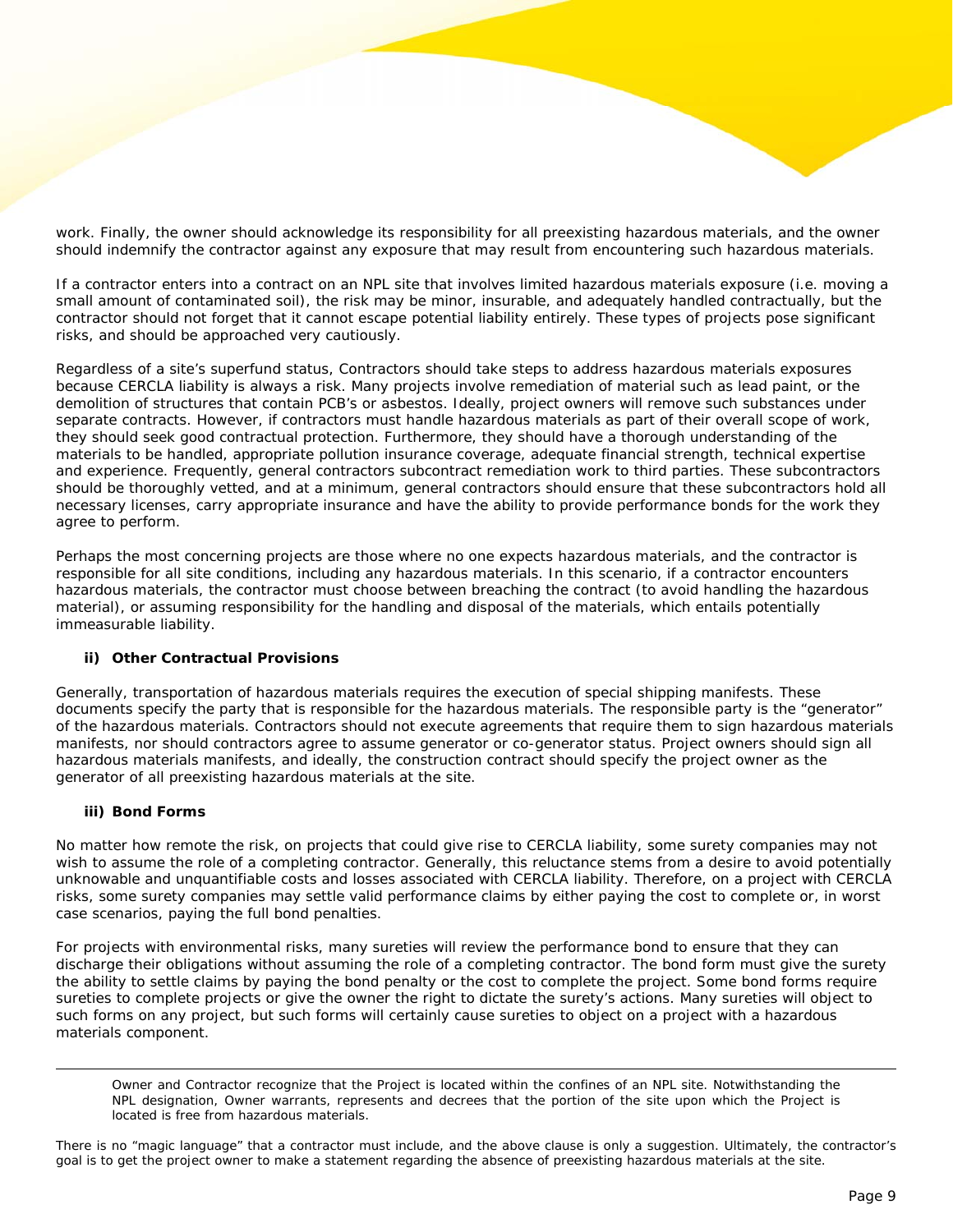work. Finally, the owner should acknowledge its responsibility for all preexisting hazardous materials, and the owner should indemnify the contractor against any exposure that may result from encountering such hazardous materials.

If a contractor enters into a contract on an NPL site that involves limited hazardous materials exposure (i.e. moving a small amount of contaminated soil), the risk may be minor, insurable, and adequately handled contractually, but the contractor should not forget that it cannot escape potential liability entirely. These types of projects pose significant risks, and should be approached very cautiously.

Regardless of a site's superfund status, Contractors should take steps to address hazardous materials exposures because CERCLA liability is always a risk. Many projects involve remediation of material such as lead paint, or the demolition of structures that contain PCB's or asbestos. Ideally, project owners will remove such substances under separate contracts. However, if contractors must handle hazardous materials as part of their overall scope of work, they should seek good contractual protection. Furthermore, they should have a thorough understanding of the materials to be handled, appropriate pollution insurance coverage, adequate financial strength, technical expertise and experience. Frequently, general contractors subcontract remediation work to third parties. These subcontractors should be thoroughly vetted, and at a minimum, general contractors should ensure that these subcontractors hold all necessary licenses, carry appropriate insurance and have the ability to provide performance bonds for the work they agree to perform.

Perhaps the most concerning projects are those where no one expects hazardous materials, and the contractor is responsible for all site conditions, including any hazardous materials. In this scenario, if a contractor encounters hazardous materials, the contractor must choose between breaching the contract (to avoid handling the hazardous material), or assuming responsibility for the handling and disposal of the materials, which entails potentially immeasurable liability.

#### ii) Other Contractual Provisions

Generally, transportation of hazardous materials requires the execution of special shipping manifests. These documents specify the party that is responsible for the hazardous materials. The responsible party is the "generator" of the hazardous materials. Contractors should not execute agreements that require them to sign hazardous materials manifests, nor should contractors agree to assume generator or co-generator status. Project owners should sign all hazardous materials manifests, and ideally, the construction contract should specify the project owner as the generator of all preexisting hazardous materials at the site.

#### iii) Bond Forms

No matter how remote the risk, on projects that could give rise to CERCLA liability, some surety companies may not wish to assume the role of a completing contractor. Generally, this reluctance stems from a desire to avoid potentially unknowable and unquantifiable costs and losses associated with CERCLA liability. Therefore, on a project with CERCLA risks, some surety companies may settle valid performance claims by either paying the cost to complete or, in worst case scenarios, paying the full bond penalties.

For projects with environmental risks, many sureties will review the performance bond to ensure that they can discharge their obligations without assuming the role of a completing contractor. The bond form must give the surety the ability to settle claims by paying the bond penalty or the cost to complete the project. Some bond forms require sureties to complete projects or give the owner the right to dictate the surety's actions. Many sureties will object to such forms on any project, but such forms will certainly cause sureties to object on a project with a hazardous materials component.

---

> Owner and Contractor recognize that the Project is located within the confines of an NPL site. Notwithstanding the NPL designation, Owner warrants, represents and decrees that the portion of the site upon which the Project is located is free from hazardous materials.

There is no "magic language" that a contractor must include, and the above clause is only a suggestion. Ultimately, the contractor's goal is to get the project owner to make a statement regarding the absence of preexisting hazardous materials at the site.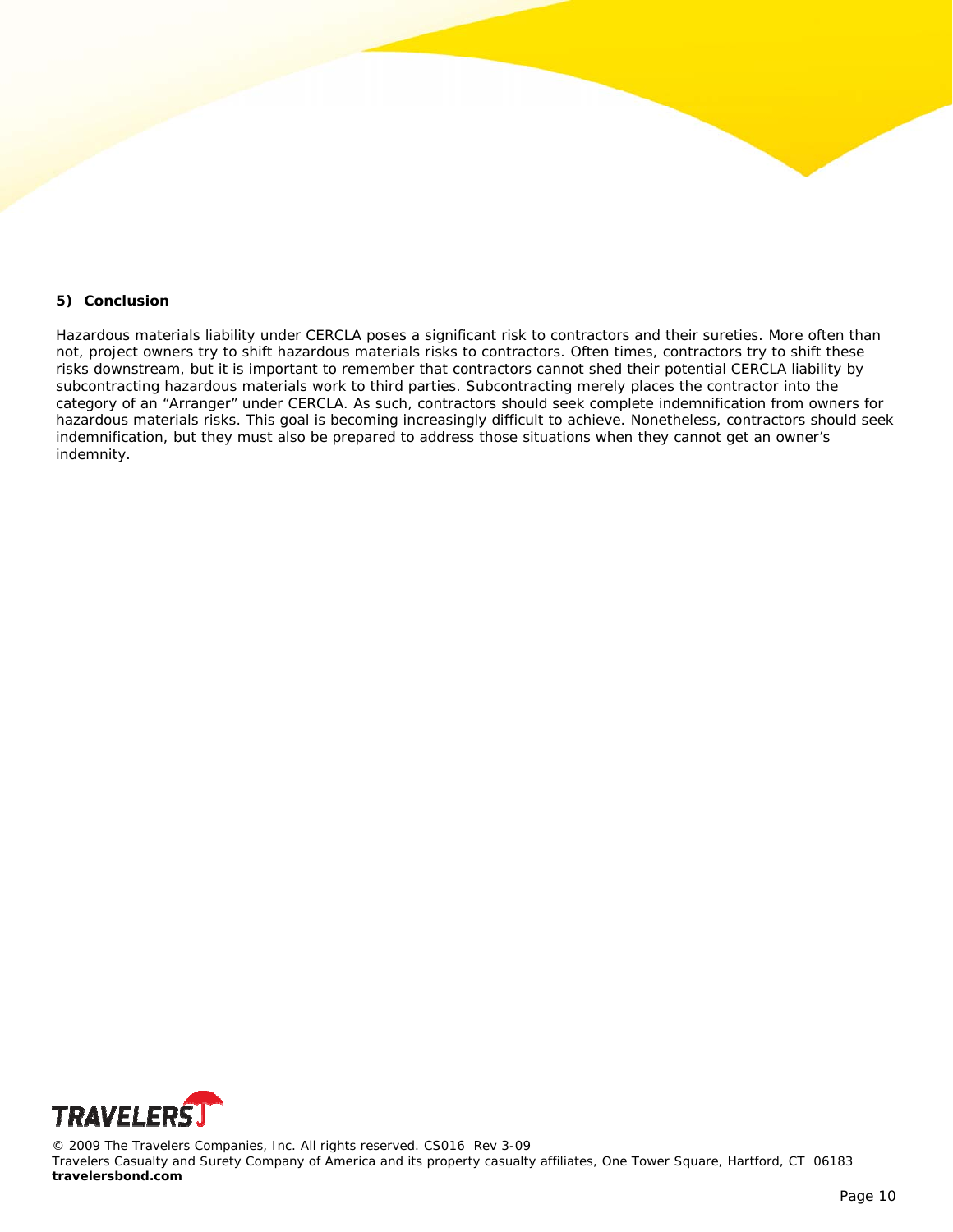## 5) Conclusion

Hazardous materials liability under CERCLA poses a significant risk to contractors and their sureties. More often than not, project owners try to shift hazardous materials risks to contractors. Often times, contractors try to shift these risks downstream, but it is important to remember that contractors cannot shed their potential CERCLA liability by subcontracting hazardous materials work to third parties. Subcontracting merely places the contractor into the category of an "Arranger" under CERCLA. As such, contractors should seek complete indemnification from owners for hazardous materials risks. This goal is becoming increasingly difficult to achieve. Nonetheless, contractors should seek indemnification, but they must also be prepared to address those situations when they cannot get an owner's indemnity.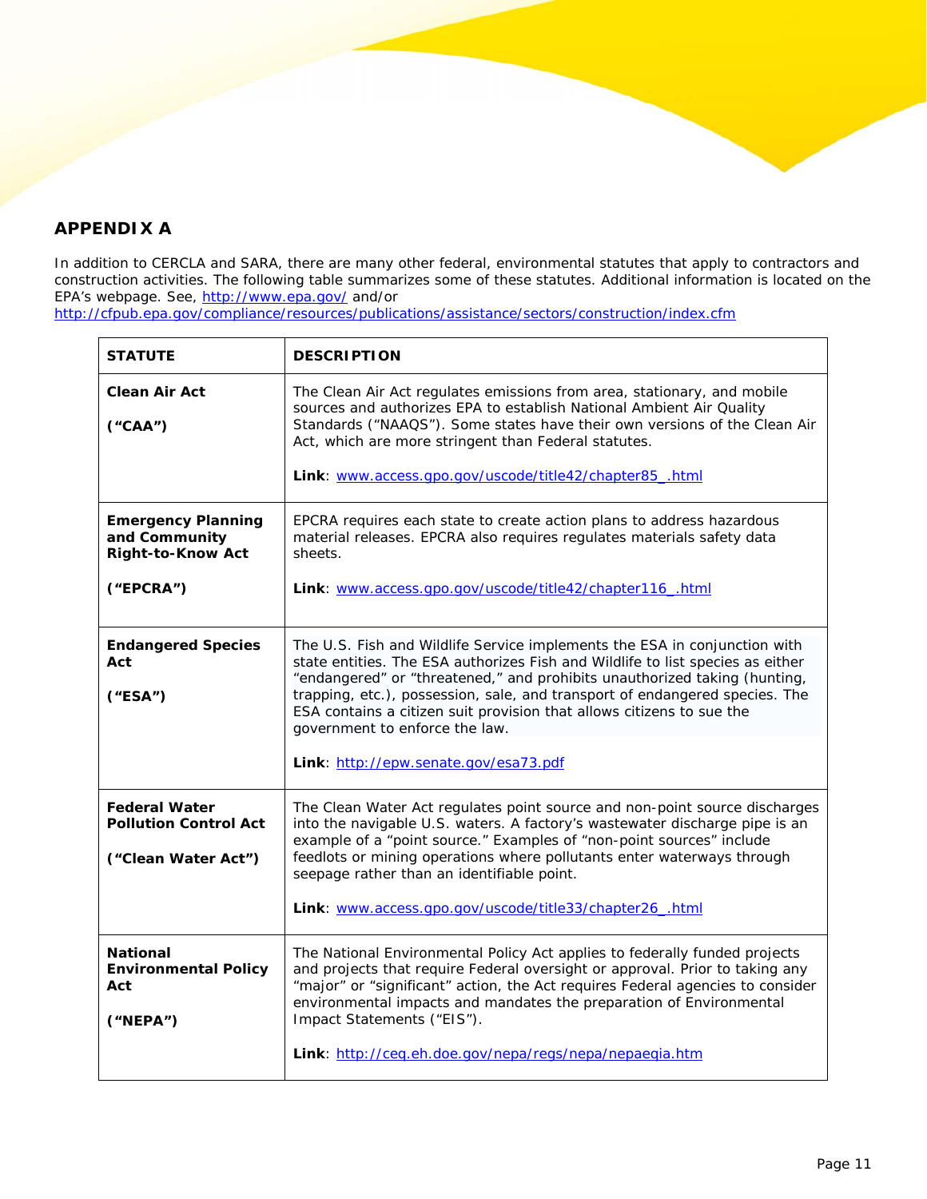## APPENDIX A

In addition to CERCLA and SARA, there are many other federal, environmental statutes that apply to contractors and construction activities. The following table summarizes some of these statutes. Additional information is located on the EPA's webpage. See, http://www.epa.gov/ and/or http://cfpub.epa.gov/compliance/resources/publications/assistance/sectors/construction/index.cfm

| STATUTE | DESCRIPTION |
|---|---|
| **Clean Air Act**<br><br>**("CAA")** | The Clean Air Act regulates emissions from area, stationary, and mobile sources and authorizes EPA to establish National Ambient Air Quality Standards ("NAAQS"). Some states have their own versions of the Clean Air Act, which are more stringent than Federal statutes.<br><br>**Link**: www.access.gpo.gov/uscode/title42/chapter85_.html |
| **Emergency Planning and Community Right-to-Know Act**<br><br>**("EPCRA")** | EPCRA requires each state to create action plans to address hazardous material releases. EPCRA also requires regulates materials safety data sheets.<br><br>**Link**: www.access.gpo.gov/uscode/title42/chapter116_.html |
| **Endangered Species Act**<br><br>**("ESA")** | The U.S. Fish and Wildlife Service implements the ESA in conjunction with state entities. The ESA authorizes Fish and Wildlife to list species as either "endangered" or "threatened," and prohibits unauthorized taking (hunting, trapping, etc.), possession, sale, and transport of endangered species. The ESA contains a citizen suit provision that allows citizens to sue the government to enforce the law.<br><br>**Link**: http://epw.senate.gov/esa73.pdf |
| **Federal Water Pollution Control Act**<br><br>**("Clean Water Act")** | The Clean Water Act regulates point source and non-point source discharges into the navigable U.S. waters. A factory's wastewater discharge pipe is an example of a "point source." Examples of "non-point sources" include feedlots or mining operations where pollutants enter waterways through seepage rather than an identifiable point.<br><br>**Link**: www.access.gpo.gov/uscode/title33/chapter26_.html |
| **National Environmental Policy Act**<br><br>**("NEPA")** | The National Environmental Policy Act applies to federally funded projects and projects that require Federal oversight or approval. Prior to taking any "major" or "significant" action, the Act requires Federal agencies to consider environmental impacts and mandates the preparation of Environmental Impact Statements ("EIS").<br><br>**Link**: http://ceq.eh.doe.gov/nepa/regs/nepa/nepaeqia.htm |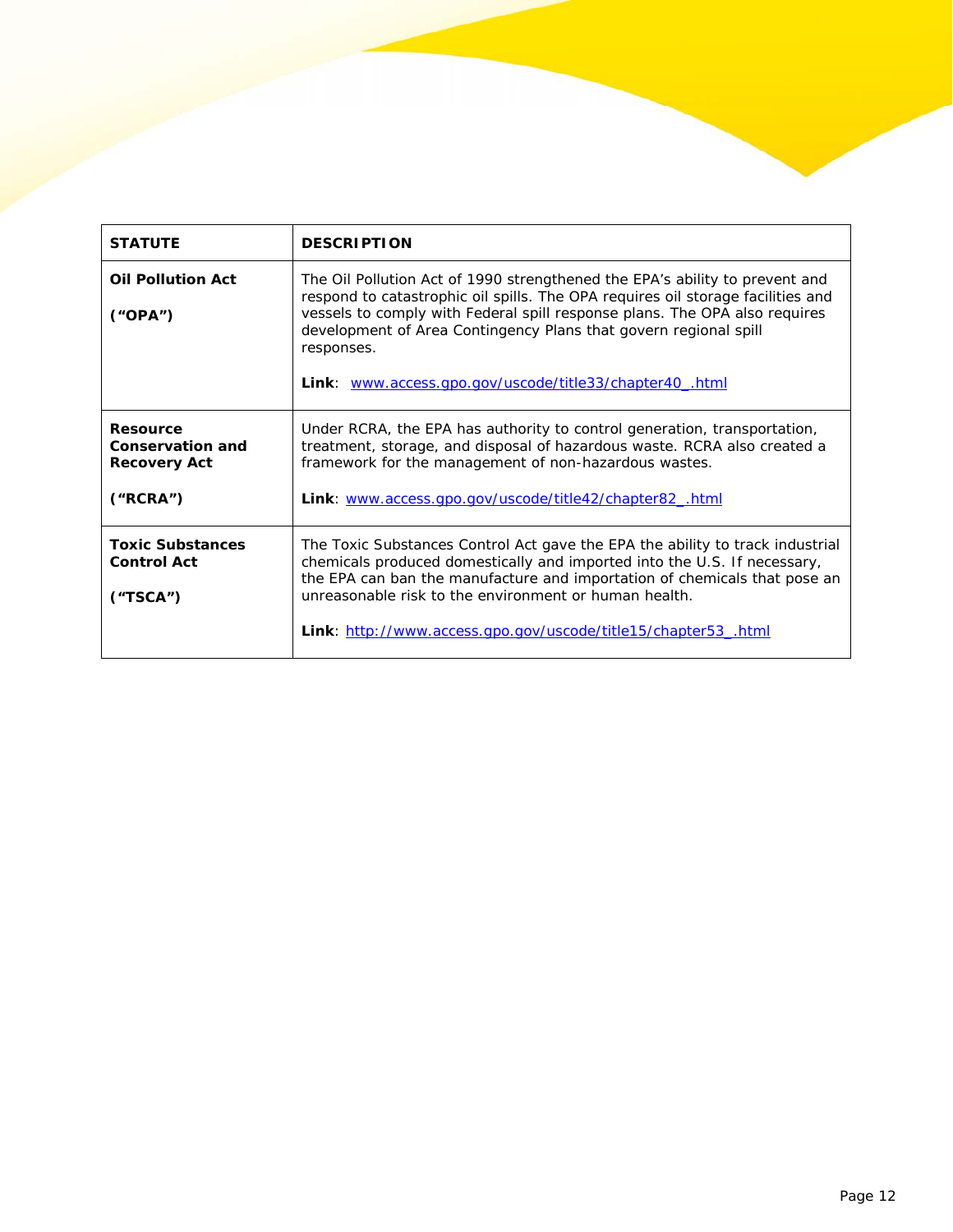| STATUTE | DESCRIPTION |
| --- | --- |
| **Oil Pollution Act**<br><br>**("OPA")** | The Oil Pollution Act of 1990 strengthened the EPA's ability to prevent and respond to catastrophic oil spills. The OPA requires oil storage facilities and vessels to comply with Federal spill response plans. The OPA also requires development of Area Contingency Plans that govern regional spill responses.<br><br>**Link**: www.access.gpo.gov/uscode/title33/chapter40_.html |
| **Resource Conservation and Recovery Act**<br><br>**("RCRA")** | Under RCRA, the EPA has authority to control generation, transportation, treatment, storage, and disposal of hazardous waste. RCRA also created a framework for the management of non-hazardous wastes.<br><br>**Link**: www.access.gpo.gov/uscode/title42/chapter82_.html |
| **Toxic Substances Control Act**<br><br>**("TSCA")** | The Toxic Substances Control Act gave the EPA the ability to track industrial chemicals produced domestically and imported into the U.S. If necessary, the EPA can ban the manufacture and importation of chemicals that pose an unreasonable risk to the environment or human health.<br><br>**Link**: http://www.access.gpo.gov/uscode/title15/chapter53_.html |